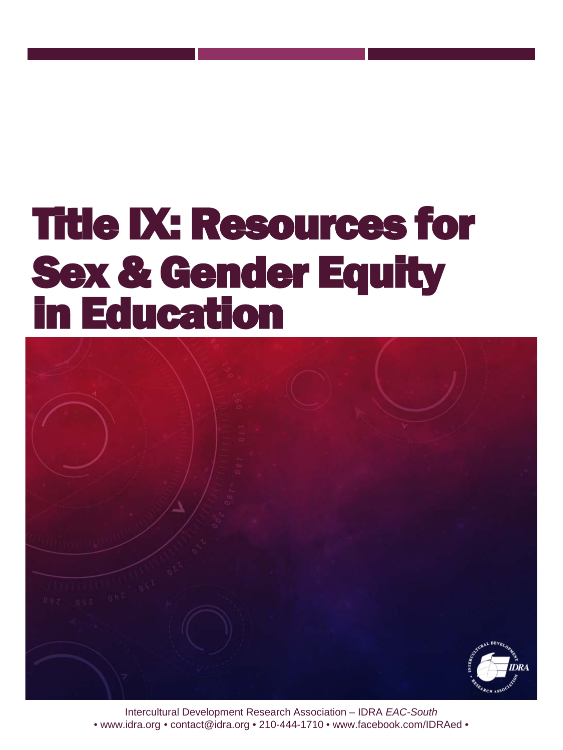# Title IX: Resources for Sex & Gender Equity in Education

Intercultural Development Research Association – IDRA *EAC-South*
• www.idra.org • contact@idra.org • 210-444-1710 • www.facebook.com/IDRAed •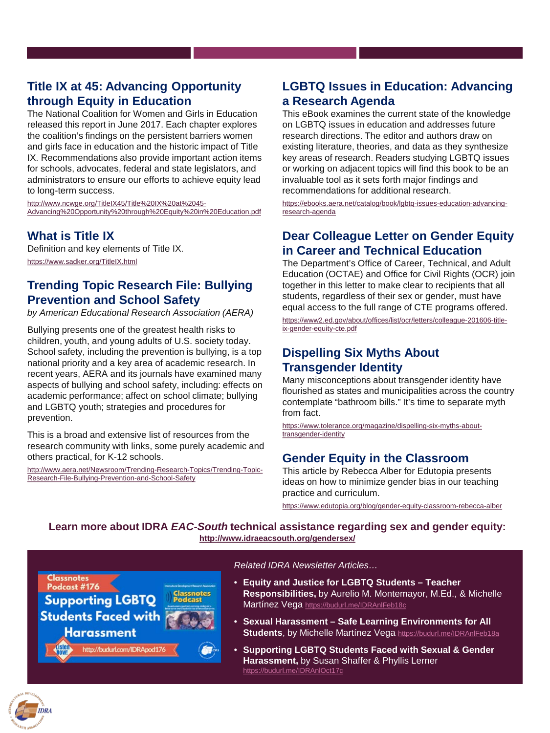## Title IX at 45: Advancing Opportunity through Equity in Education

The National Coalition for Women and Girls in Education released this report in June 2017. Each chapter explores the coalition's findings on the persistent barriers women and girls face in education and the historic impact of Title IX. Recommendations also provide important action items for schools, advocates, federal and state legislators, and administrators to ensure our efforts to achieve equity lead to long-term success.

http://www.ncwge.org/TitleIX45/Title%20IX%20at%2045-Advancing%20Opportunity%20through%20Equity%20in%20Education.pdf

## What is Title IX

Definition and key elements of Title IX.

https://www.sadker.org/TitleIX.html

## Trending Topic Research File: Bullying Prevention and School Safety

*by American Educational Research Association (AERA)*

Bullying presents one of the greatest health risks to children, youth, and young adults of U.S. society today. School safety, including the prevention is bullying, is a top national priority and a key area of academic research. In recent years, AERA and its journals have examined many aspects of bullying and school safety, including: effects on academic performance; affect on school climate; bullying and LGBTQ youth; strategies and procedures for prevention.

This is a broad and extensive list of resources from the research community with links, some purely academic and others practical, for K-12 schools.

http://www.aera.net/Newsroom/Trending-Research-Topics/Trending-Topic-Research-File-Bullying-Prevention-and-School-Safety

## LGBTQ Issues in Education: Advancing a Research Agenda

This eBook examines the current state of the knowledge on LGBTQ issues in education and addresses future research directions. The editor and authors draw on existing literature, theories, and data as they synthesize key areas of research. Readers studying LGBTQ issues or working on adjacent topics will find this book to be an invaluable tool as it sets forth major findings and recommendations for additional research.

https://ebooks.aera.net/catalog/book/lgbtq-issues-education-advancing-research-agenda

## Dear Colleague Letter on Gender Equity in Career and Technical Education

The Department's Office of Career, Technical, and Adult Education (OCTAE) and Office for Civil Rights (OCR) join together in this letter to make clear to recipients that all students, regardless of their sex or gender, must have equal access to the full range of CTE programs offered.

https://www2.ed.gov/about/offices/list/ocr/letters/colleague-201606-title-ix-gender-equity-cte.pdf

## Dispelling Six Myths About Transgender Identity

Many misconceptions about transgender identity have flourished as states and municipalities across the country contemplate "bathroom bills." It's time to separate myth from fact.

https://www.tolerance.org/magazine/dispelling-six-myths-about-transgender-identity

## Gender Equity in the Classroom

This article by Rebecca Alber for Edutopia presents ideas on how to minimize gender bias in our teaching practice and curriculum.

https://www.edutopia.org/blog/gender-equity-classroom-rebecca-alber

**Learn more about IDRA *EAC-South* technical assistance regarding sex and gender equity:**
**http://www.idraeacsouth.org/gendersex/**

Classnotes Podcast #176 – Supporting LGBTQ Students Faced with Harassment – Listen Now! http://budurl.com/IDRApod176

*Related IDRA Newsletter Articles…*

- **Equity and Justice for LGBTQ Students – Teacher Responsibilities,** by Aurelio M. Montemayor, M.Ed., & Michelle Martínez Vega https://budurl.me/IDRAnlFeb18c
- **Sexual Harassment – Safe Learning Environments for All Students**, by Michelle Martínez Vega https://budurl.me/IDRAnlFeb18a
- **Supporting LGBTQ Students Faced with Sexual & Gender Harassment,** by Susan Shaffer & Phyllis Lerner https://budurl.me/IDRAnlOct17c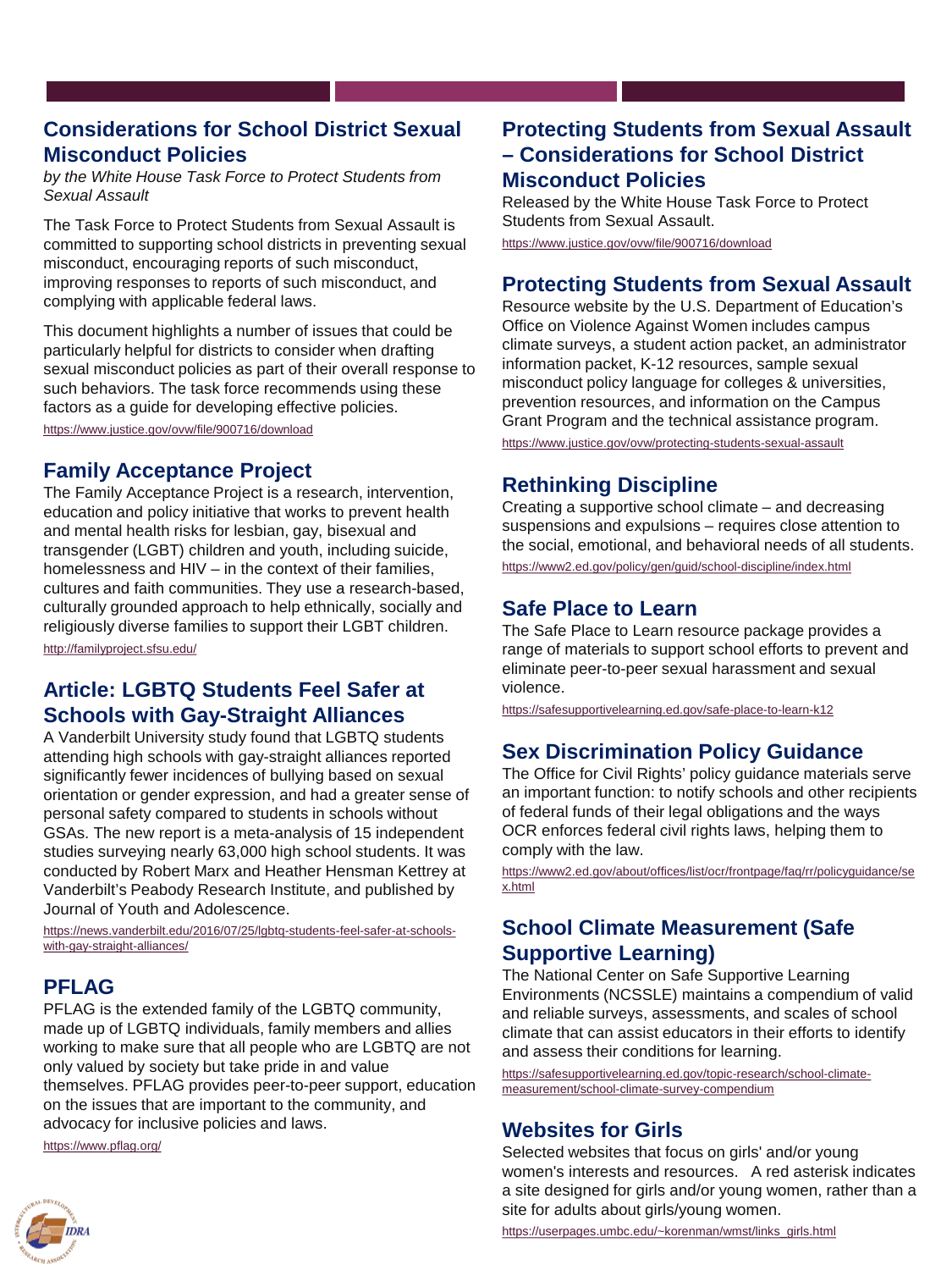## Considerations for School District Sexual Misconduct Policies

*by the White House Task Force to Protect Students from Sexual Assault*

The Task Force to Protect Students from Sexual Assault is committed to supporting school districts in preventing sexual misconduct, encouraging reports of such misconduct, improving responses to reports of such misconduct, and complying with applicable federal laws.

This document highlights a number of issues that could be particularly helpful for districts to consider when drafting sexual misconduct policies as part of their overall response to such behaviors. The task force recommends using these factors as a guide for developing effective policies.

https://www.justice.gov/ovw/file/900716/download

## Family Acceptance Project

The Family Acceptance Project is a research, intervention, education and policy initiative that works to prevent health and mental health risks for lesbian, gay, bisexual and transgender (LGBT) children and youth, including suicide, homelessness and HIV – in the context of their families, cultures and faith communities. They use a research-based, culturally grounded approach to help ethnically, socially and religiously diverse families to support their LGBT children.

http://familyproject.sfsu.edu/

## Article: LGBTQ Students Feel Safer at Schools with Gay-Straight Alliances

A Vanderbilt University study found that LGBTQ students attending high schools with gay-straight alliances reported significantly fewer incidences of bullying based on sexual orientation or gender expression, and had a greater sense of personal safety compared to students in schools without GSAs. The new report is a meta-analysis of 15 independent studies surveying nearly 63,000 high school students. It was conducted by Robert Marx and Heather Hensman Kettrey at Vanderbilt's Peabody Research Institute, and published by Journal of Youth and Adolescence.

https://news.vanderbilt.edu/2016/07/25/lgbtq-students-feel-safer-at-schools-with-gay-straight-alliances/

## PFLAG

PFLAG is the extended family of the LGBTQ community, made up of LGBTQ individuals, family members and allies working to make sure that all people who are LGBTQ are not only valued by society but take pride in and value themselves. PFLAG provides peer-to-peer support, education on the issues that are important to the community, and advocacy for inclusive policies and laws.

https://www.pflag.org/

## Protecting Students from Sexual Assault – Considerations for School District Misconduct Policies

Released by the White House Task Force to Protect Students from Sexual Assault.

https://www.justice.gov/ovw/file/900716/download

## Protecting Students from Sexual Assault

Resource website by the U.S. Department of Education's Office on Violence Against Women includes campus climate surveys, a student action packet, an administrator information packet, K-12 resources, sample sexual misconduct policy language for colleges & universities, prevention resources, and information on the Campus Grant Program and the technical assistance program.

https://www.justice.gov/ovw/protecting-students-sexual-assault

## Rethinking Discipline

Creating a supportive school climate – and decreasing suspensions and expulsions – requires close attention to the social, emotional, and behavioral needs of all students.

https://www2.ed.gov/policy/gen/guid/school-discipline/index.html

## Safe Place to Learn

The Safe Place to Learn resource package provides a range of materials to support school efforts to prevent and eliminate peer-to-peer sexual harassment and sexual violence.

https://safesupportivelearning.ed.gov/safe-place-to-learn-k12

## Sex Discrimination Policy Guidance

The Office for Civil Rights' policy guidance materials serve an important function: to notify schools and other recipients of federal funds of their legal obligations and the ways OCR enforces federal civil rights laws, helping them to comply with the law.

https://www2.ed.gov/about/offices/list/ocr/frontpage/faq/rr/policyguidance/sex.html

## School Climate Measurement (Safe Supportive Learning)

The National Center on Safe Supportive Learning Environments (NCSSLE) maintains a compendium of valid and reliable surveys, assessments, and scales of school climate that can assist educators in their efforts to identify and assess their conditions for learning.

https://safesupportivelearning.ed.gov/topic-research/school-climate-measurement/school-climate-survey-compendium

## Websites for Girls

Selected websites that focus on girls' and/or young women's interests and resources. A red asterisk indicates a site designed for girls and/or young women, rather than a site for adults about girls/young women.

https://userpages.umbc.edu/~korenman/wmst/links_girls.html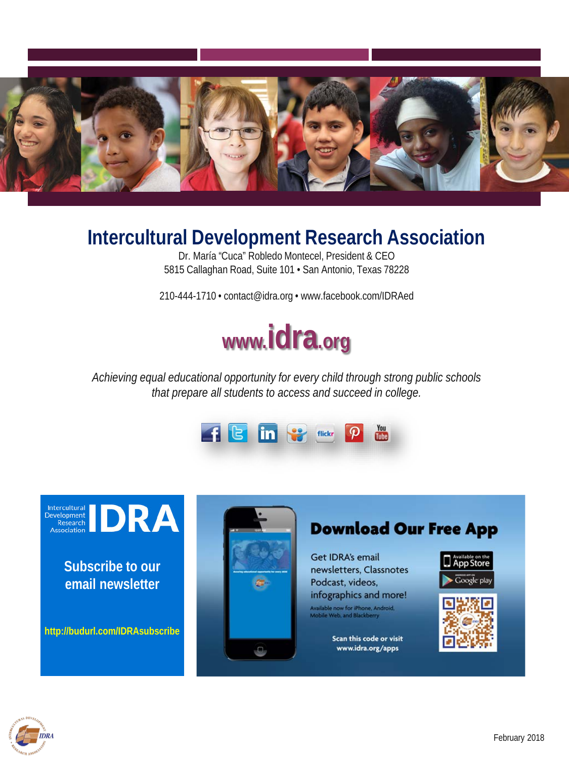# Intercultural Development Research Association

Dr. María "Cuca" Robledo Montecel, President & CEO
5815 Callaghan Road, Suite 101 • San Antonio, Texas 78228

210-444-1710 • contact@idra.org • www.facebook.com/IDRAed

**www.idra.org**

*Achieving equal educational opportunity for every child through strong public schools that prepare all students to access and succeed in college.*

Intercultural Development Research Association **IDRA**

**Subscribe to our email newsletter**

http://budurl.com/IDRAsubscribe

## Download Our Free App

Get IDRA's email newsletters, Classnotes Podcast, videos, infographics and more!

Available now for iPhone, Android, Mobile Web, and Blackberry

Scan this code or visit www.idra.org/apps

February 2018